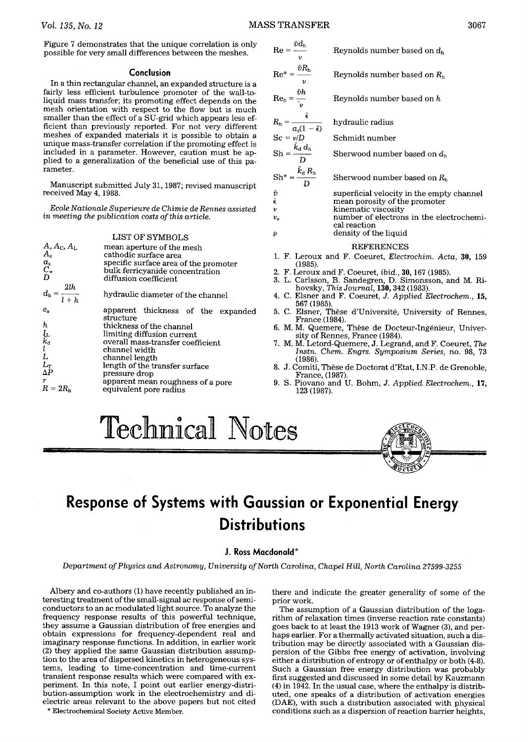Figure 7 demonstrates that the unique correlation is only possible for very small differences between the meshes.

## Conclusion

In a thin rectangular channel, an expanded structure is a fairly less efficient turbulence promoter of the wall-to-liquid mass transfer; its promoting effect depends on the mesh orientation with respect to the flow but is much smaller than the effect of a SU-grid which appears less efficient than previously reported. For not very different meshes of expanded materials it is possible to obtain a unique mass-transfer correlation if the promoting effect is included in a parameter. However, caution must be applied to a generalization of the beneficial use of this parameter.

Manuscript submitted July 31, 1987; revised manuscript received May 4, 1988.

*Ecole Nationale Superieure de Chimie de Rennes assisted in meeting the publication costs of this article.*

### LIST OF SYMBOLS

| | |
|---|---|
| $A$, $A_C$, $A_L$ | mean aperture of the mesh |
| $A_e$ | cathodic surface area |
| $a_s$ | specific surface area of the promoter |
| $C_\infty$ | bulk ferricyanide concentration |
| $D$ | diffusion coefficient |
| $d_h = \frac{2lh}{l+h}$ | hydraulic diameter of the channel |
| $e_a$ | apparent thickness of the expanded structure |
| $h$ | thickness of the channel |
| $I_L$ | limiting diffusion current |
| $\bar{k}_d$ | overall mass-transfer coefficient |
| $l$ | channel width |
| $L$ | channel length |
| $L_T$ | length of the transfer surface |
| $\Delta P$ | pressure drop |
| $r$ | apparent mean roughness of a pore |
| $R = 2R_h$ | equivalent pore radius |
| $\mathrm{Re} = \frac{\bar{v}d_h}{\nu}$ | Reynolds number based on $d_h$ |
| $\mathrm{Re}^* = \frac{\bar{v}R_h}{\nu}$ | Reynolds number based on $R_h$ |
| $\mathrm{Re}_h = \frac{\bar{v}h}{\nu}$ | Reynolds number based on $h$ |
| $R_h = \frac{\bar{\epsilon}}{a_s(1-\bar{\epsilon})}$ | hydraulic radius |
| $\mathrm{Sc} = \nu/D$ | Schmidt number |
| $\mathrm{Sh} = \frac{\bar{k}_d\, d_h}{D}$ | Sherwood number based on $d_h$ |
| $\mathrm{Sh}^* = \frac{\bar{k}_d\, R_h}{D}$ | Sherwood number based on $R_h$ |
| $\bar{v}$ | superficial velocity in the empty channel |
| $\bar{\epsilon}$ | mean porosity of the promoter |
| $\nu$ | kinematic viscosity |
| $\nu_e$ | number of electrons in the electrochemical reaction |
| $\rho$ | density of the liquid |

### REFERENCES

1. F. Leroux and F. Coeuret, *Electrochim. Acta*, **30**, 159 (1985).
2. F. Leroux and F. Coeuret, *ibid.*, **30**, 167 (1985).
3. L. Carlsson, B. Sandegren, D. Simonsson, and M. Rihovsky, *This Journal*, **130**, 342 (1983).
4. C. Elsner and F. Coeuret, *J. Applied Electrochem.*, **15**, 567 (1985).
5. C. Elsner, Thèse d'Université, University of Rennes, France (1984).
6. M. M. Quemere, Thèse de Docteur-Ingénieur, University of Rennes, France (1984).
7. M. M. Letord-Quemere, J. Legrand, and F. Coeuret, *The Instn. Chem. Engrs. Symposium Series*, no. 98, 73 (1986).
8. J. Comiti, Thèse de Doctorat d'Etat, I.N.P. de Grenoble, France, (1987).
9. S. Piovano and U. Bohm, *J. Applied Electrochem.*, **17**, 123 (1987).

# Technical Notes

## Response of Systems with Gaussian or Exponential Energy Distributions

**J. Ross Macdonald***

*Department of Physics and Astronomy, University of North Carolina, Chapel Hill, North Carolina 27599-3255*

Albery and co-authors (1) have recently published an interesting treatment of the small-signal ac response of semiconductors to an ac modulated light source. To analyze the frequency response results of this powerful technique, they assume a Gaussian distribution of free energies and obtain expressions for frequency-dependent real and imaginary response functions. In addition, in earlier work (2) they applied the same Gaussian distribution assumption to the area of dispersed kinetics in heterogeneous systems, leading to time-concentration and time-current transient response results which were compared with experiment. In this note, I point out earlier energy-distribution-assumption work in the electrochemistry and dielectric areas relevant to the above papers but not cited there and indicate the greater generality of some of the prior work.

\* Electrochemical Society Active Member.

The assumption of a Gaussian distribution of the logarithm of relaxation times (inverse reaction rate constants) goes back to at least the 1913 work of Wagner (3), and perhaps earlier. For a thermally activated situation, such a distribution may be directly associated with a Gaussian dispersion of the Gibbs free energy of activation, involving either a distribution of entropy or of enthalpy or both (4-8). Such a Gaussian free energy distribution was probably first suggested and discussed in some detail by Kauzmann (4) in 1942. In the usual case, where the enthalpy is distributed, one speaks of a distribution of activation energies (DAE), with such a distribution associated with physical conditions such as a dispersion of reaction barrier heights,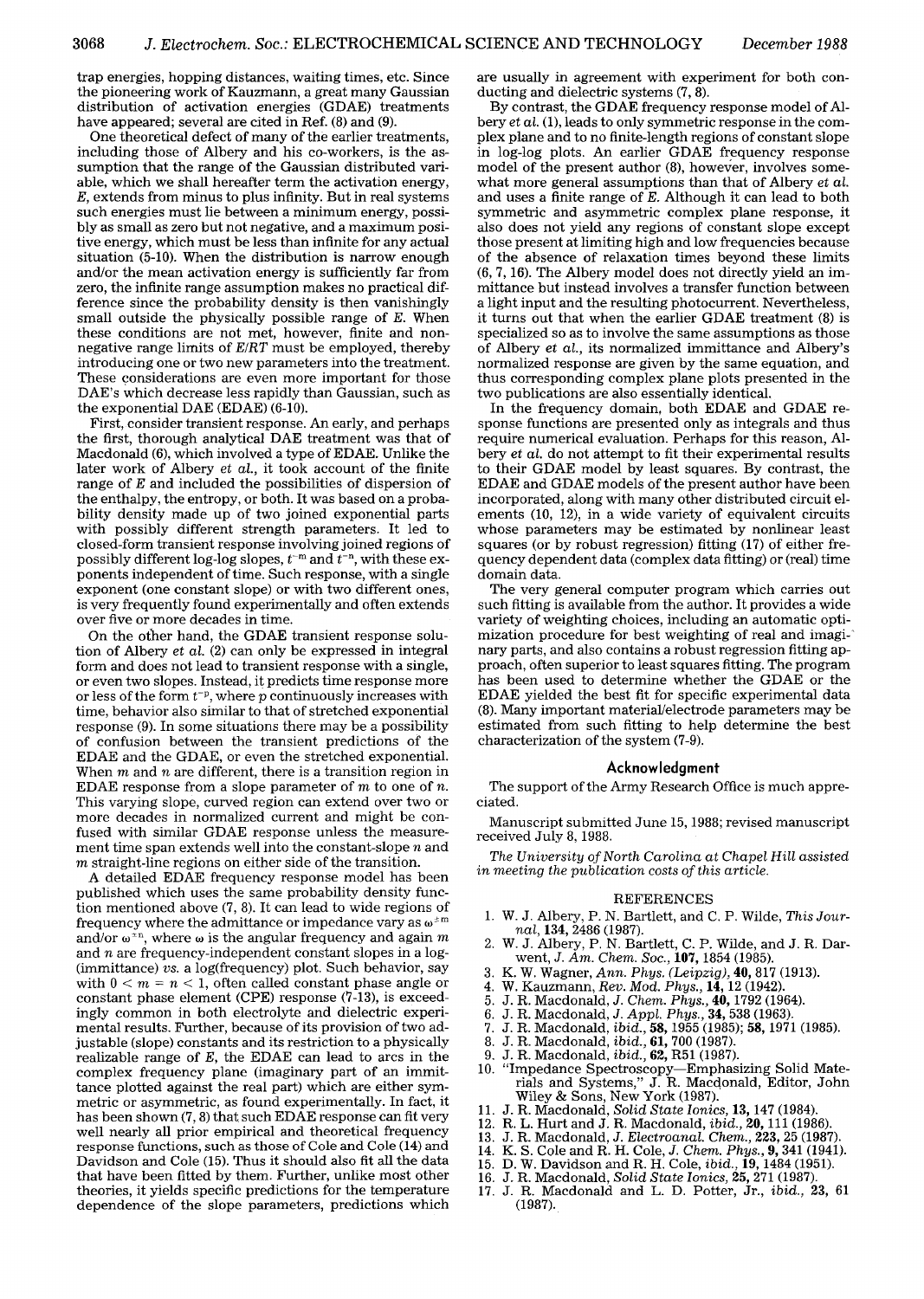trap energies, hopping distances, waiting times, etc. Since the pioneering work of Kauzmann, a great many Gaussian distribution of activation energies (GDAE) treatments have appeared; several are cited in Ref. (8) and (9).

One theoretical defect of many of the earlier treatments, including those of Albery and his co-workers, is the assumption that the range of the Gaussian distributed variable, which we shall hereafter term the activation energy, $E$, extends from minus to plus infinity. But in real systems such energies must lie between a minimum energy, possibly as small as zero but not negative, and a maximum positive energy, which must be less than infinite for any actual situation (5-10). When the distribution is narrow enough and/or the mean activation energy is sufficiently far from zero, the infinite range assumption makes no practical difference since the probability density is then vanishingly small outside the physically possible range of $E$. When these conditions are not met, however, finite and nonnegative range limits of $E/RT$ must be employed, thereby introducing one or two new parameters into the treatment. These considerations are even more important for those DAE's which decrease less rapidly than Gaussian, such as the exponential DAE (EDAE) (6-10).

First, consider transient response. An early, and perhaps the first, thorough analytical DAE treatment was that of Macdonald (6), which involved a type of EDAE. Unlike the later work of Albery *et al.*, it took account of the finite range of $E$ and included the possibilities of dispersion of the enthalpy, the entropy, or both. It was based on a probability density made up of two joined exponential parts with possibly different strength parameters. It led to closed-form transient response involving joined regions of possibly different log-log slopes, $t^{-m}$ and $t^{-n}$, with these exponents independent of time. Such response, with a single exponent (one constant slope) or with two different ones, is very frequently found experimentally and often extends over five or more decades in time.

On the other hand, the GDAE transient response solution of Albery *et al.* (2) can only be expressed in integral form and does not lead to transient response with a single, or even two slopes. Instead, it predicts time response more or less of the form $t^{-p}$, where $p$ continuously increases with time, behavior also similar to that of stretched exponential response (9). In some situations there may be a possibility of confusion between the transient predictions of the EDAE and the GDAE, or even the stretched exponential. When $m$ and $n$ are different, there is a transition region in EDAE response from a slope parameter of $m$ to one of $n$. This varying slope, curved region can extend over two or more decades in normalized current and might be confused with similar GDAE response unless the measurement time span extends well into the constant-slope $n$ and $m$ straight-line regions on either side of the transition.

A detailed EDAE frequency response model has been published which uses the same probability density function mentioned above (7, 8). It can lead to wide regions of frequency where the admittance or impedance vary as $\omega^{\pm m}$ and/or $\omega^{\mp n}$, where $\omega$ is the angular frequency and again $m$ and $n$ are frequency-independent constant slopes in a log-(immittance) *vs.* a log(frequency) plot. Such behavior, say with $0 < m = n < 1$, often called constant phase angle or constant phase element (CPE) response (7-13), is exceedingly common in both electrolyte and dielectric experimental results. Further, because of its provision of two adjustable (slope) constants and its restriction to a physically realizable range of $E$, the EDAE can lead to arcs in the complex frequency plane (imaginary part of an immittance plotted against the real part) which are either symmetric or asymmetric, as found experimentally. In fact, it has been shown (7, 8) that such EDAE response can fit very well nearly all prior empirical and theoretical frequency response functions, such as those of Cole and Cole (14) and Davidson and Cole (15). Thus it should also fit all the data that have been fitted by them. Further, unlike most other theories, it yields specific predictions for the temperature dependence of the slope parameters, predictions which are usually in agreement with experiment for both conducting and dielectric systems (7, 8).

By contrast, the GDAE frequency response model of Albery *et al.* (1), leads to only symmetric response in the complex plane and to no finite-length regions of constant slope in log-log plots. An earlier GDAE frequency response model of the present author (8), however, involves somewhat more general assumptions than that of Albery *et al.* and uses a finite range of $E$. Although it can lead to both symmetric and asymmetric complex plane response, it also does not yield any regions of constant slope except those present at limiting high and low frequencies because of the absence of relaxation times beyond these limits (6, 7, 16). The Albery model does not directly yield an immittance but instead involves a transfer function between a light input and the resulting photocurrent. Nevertheless, it turns out that when the earlier GDAE treatment (8) is specialized so as to involve the same assumptions as those of Albery *et al.*, its normalized immittance and Albery's normalized response are given by the same equation, and thus corresponding complex plane plots presented in the two publications are also essentially identical.

In the frequency domain, both EDAE and GDAE response functions are presented only as integrals and thus require numerical evaluation. Perhaps for this reason, Albery *et al.* do not attempt to fit their experimental results to their GDAE model by least squares. By contrast, the EDAE and GDAE models of the present author have been incorporated, along with many other distributed circuit elements (10, 12), in a wide variety of equivalent circuits whose parameters may be estimated by nonlinear least squares (or by robust regression) fitting (17) of either frequency dependent data (complex data fitting) or (real) time domain data.

The very general computer program which carries out such fitting is available from the author. It provides a wide variety of weighting choices, including an automatic optimization procedure for best weighting of real and imaginary parts, and also contains a robust regression fitting approach, often superior to least squares fitting. The program has been used to determine whether the GDAE or the EDAE yielded the best fit for specific experimental data (8). Many important material/electrode parameters may be estimated from such fitting to help determine the best characterization of the system (7-9).

## Acknowledgment

The support of the Army Research Office is much appreciated.

Manuscript submitted June 15, 1988; revised manuscript received July 8, 1988.

*The University of North Carolina at Chapel Hill assisted in meeting the publication costs of this article.*

## REFERENCES

1. W. J. Albery, P. N. Bartlett, and C. P. Wilde, *This Journal*, **134**, 2486 (1987).
2. W. J. Albery, P. N. Bartlett, C. P. Wilde, and J. R. Darwent, *J. Am. Chem. Soc.*, **107**, 1854 (1985).
3. K. W. Wagner, *Ann. Phys. (Leipzig)*, **40**, 817 (1913).
4. W. Kauzmann, *Rev. Mod. Phys.*, **14**, 12 (1942).
5. J. R. Macdonald, *J. Chem. Phys.*, **40**, 1792 (1964).
6. J. R. Macdonald, *J. Appl. Phys.*, **34**, 538 (1963).
7. J. R. Macdonald, *ibid.*, **58**, 1955 (1985); **58**, 1971 (1985).
8. J. R. Macdonald, *ibid.*, **61**, 700 (1987).
9. J. R. Macdonald, *ibid.*, **62**, R51 (1987).
10. "Impedance Spectroscopy—Emphasizing Solid Materials and Systems," J. R. Macdonald, Editor, John Wiley & Sons, New York (1987).
11. J. R. Macdonald, *Solid State Ionics*, **13**, 147 (1984).
12. R. L. Hurt and J. R. Macdonald, *ibid.*, **20**, 111 (1986).
13. J. R. Macdonald, *J. Electroanal. Chem.*, **223**, 25 (1987).
14. K. S. Cole and R. H. Cole, *J. Chem. Phys.*, **9**, 341 (1941).
15. D. W. Davidson and R. H. Cole, *ibid.*, **19**, 1484 (1951).
16. J. R. Macdonald, *Solid State Ionics*, **25**, 271 (1987).
17. J. R. Macdonald and L. D. Potter, Jr., *ibid.*, **23**, 61 (1987).